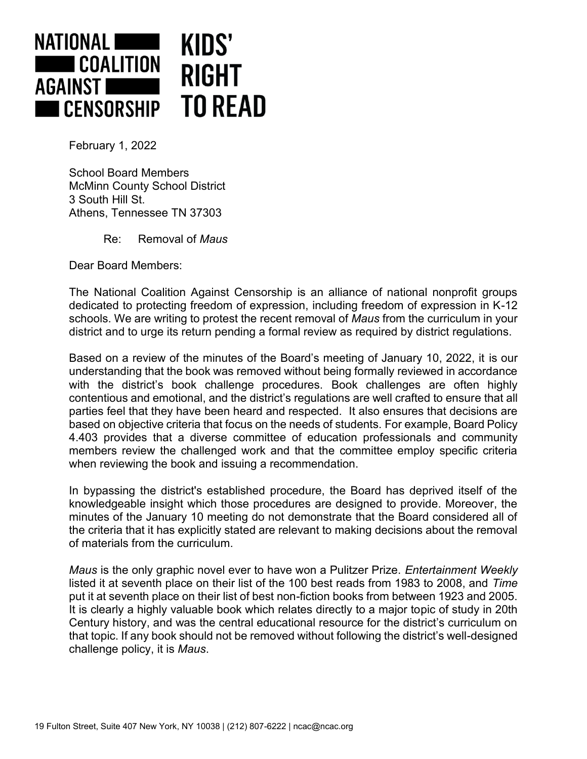**NATIONAL COALITION AGAINST CENSORSHIP** **KIDS' RIGHT TO READ**

February 1, 2022

School Board Members
McMinn County School District
3 South Hill St.
Athens, Tennessee TN 37303

Re: Removal of *Maus*

Dear Board Members:

The National Coalition Against Censorship is an alliance of national nonprofit groups dedicated to protecting freedom of expression, including freedom of expression in K-12 schools. We are writing to protest the recent removal of *Maus* from the curriculum in your district and to urge its return pending a formal review as required by district regulations.

Based on a review of the minutes of the Board's meeting of January 10, 2022, it is our understanding that the book was removed without being formally reviewed in accordance with the district's book challenge procedures. Book challenges are often highly contentious and emotional, and the district's regulations are well crafted to ensure that all parties feel that they have been heard and respected. It also ensures that decisions are based on objective criteria that focus on the needs of students. For example, Board Policy 4.403 provides that a diverse committee of education professionals and community members review the challenged work and that the committee employ specific criteria when reviewing the book and issuing a recommendation.

In bypassing the district's established procedure, the Board has deprived itself of the knowledgeable insight which those procedures are designed to provide. Moreover, the minutes of the January 10 meeting do not demonstrate that the Board considered all of the criteria that it has explicitly stated are relevant to making decisions about the removal of materials from the curriculum.

*Maus* is the only graphic novel ever to have won a Pulitzer Prize. *Entertainment Weekly* listed it at seventh place on their list of the 100 best reads from 1983 to 2008, and *Time* put it at seventh place on their list of best non-fiction books from between 1923 and 2005. It is clearly a highly valuable book which relates directly to a major topic of study in 20th Century history, and was the central educational resource for the district's curriculum on that topic. If any book should not be removed without following the district's well-designed challenge policy, it is *Maus*.

19 Fulton Street, Suite 407 New York, NY 10038 | (212) 807-6222 | ncac@ncac.org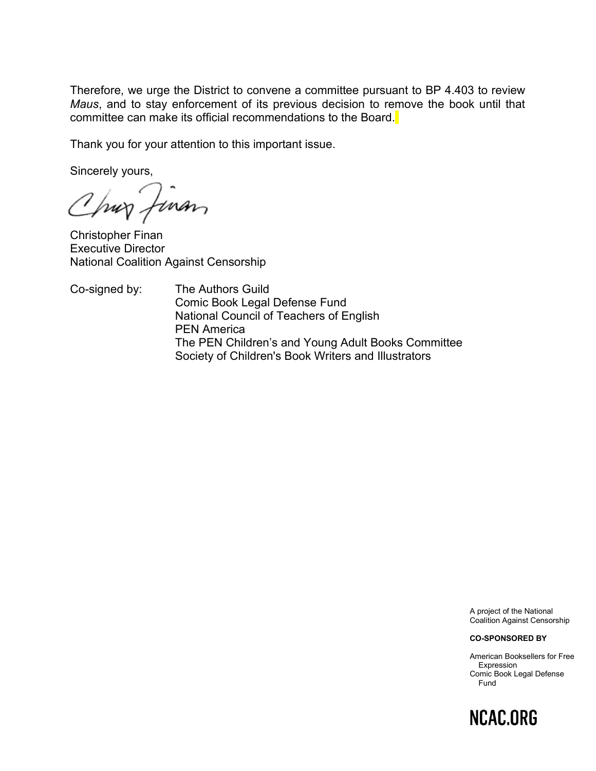Therefore, we urge the District to convene a committee pursuant to BP 4.403 to review *Maus*, and to stay enforcement of its previous decision to remove the book until that committee can make its official recommendations to the Board.

Thank you for your attention to this important issue.

Sincerely yours,

Christopher Finan
Executive Director
National Coalition Against Censorship

Co-signed by:
The Authors Guild
Comic Book Legal Defense Fund
National Council of Teachers of English
PEN America
The PEN Children's and Young Adult Books Committee
Society of Children's Book Writers and Illustrators

A project of the National Coalition Against Censorship

**CO-SPONSORED BY**

American Booksellers for Free Expression
Comic Book Legal Defense Fund

NCAC.ORG